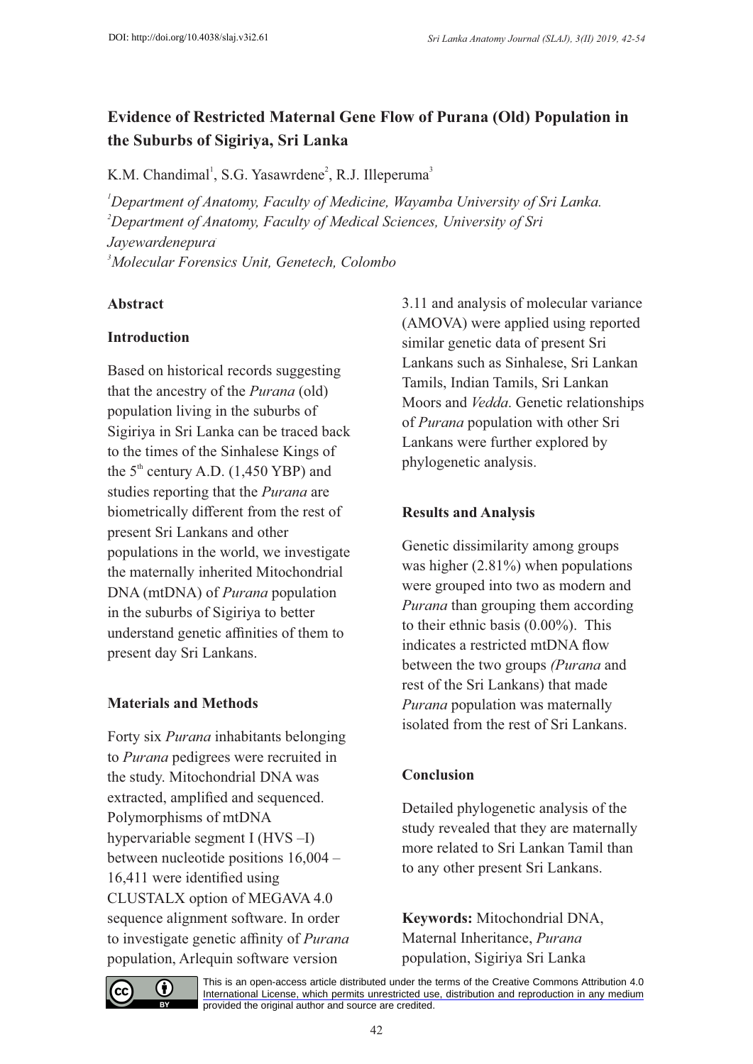# Evidence of Restricted Maternal Gene Flow of Purana (Old) Population in the Suburbs of Sigiriya, Sri Lanka

K.M. Chandimal[1], S.G. Yasawrdene[2], R.J. Illeperuma[3]

[1]*Department of Anatomy, Faculty of Medicine, Wayamba University of Sri Lanka.*
[2]*Department of Anatomy, Faculty of Medical Sciences, University of Sri Jayewardenepura*
[3]*Molecular Forensics Unit, Genetech, Colombo*

## Abstract

### Introduction

Based on historical records suggesting that the ancestry of the *Purana* (old) population living in the suburbs of Sigiriya in Sri Lanka can be traced back to the times of the Sinhalese Kings of the 5th century A.D. (1,450 YBP) and studies reporting that the *Purana* are biometrically different from the rest of present Sri Lankans and other populations in the world, we investigate the maternally inherited Mitochondrial DNA (mtDNA) of *Purana* population in the suburbs of Sigiriya to better understand genetic affinities of them to present day Sri Lankans.

### Materials and Methods

Forty six *Purana* inhabitants belonging to *Purana* pedigrees were recruited in the study. Mitochondrial DNA was extracted, amplified and sequenced. Polymorphisms of mtDNA hypervariable segment I (HVS –I) between nucleotide positions 16,004 – 16,411 were identified using CLUSTALX option of MEGAVA 4.0 sequence alignment software. In order to investigate genetic affinity of *Purana* population, Arlequin software version 3.11 and analysis of molecular variance (AMOVA) were applied using reported similar genetic data of present Sri Lankans such as Sinhalese, Sri Lankan Tamils, Indian Tamils, Sri Lankan Moors and *Vedda*. Genetic relationships of *Purana* population with other Sri Lankans were further explored by phylogenetic analysis.

### Results and Analysis

Genetic dissimilarity among groups was higher (2.81%) when populations were grouped into two as modern and *Purana* than grouping them according to their ethnic basis (0.00%). This indicates a restricted mtDNA flow between the two groups *(Purana* and rest of the Sri Lankans) that made *Purana* population was maternally isolated from the rest of Sri Lankans.

### Conclusion

Detailed phylogenetic analysis of the study revealed that they are maternally more related to Sri Lankan Tamil than to any other present Sri Lankans.

**Keywords:** Mitochondrial DNA, Maternal Inheritance, *Purana* population, Sigiriya Sri Lanka

This is an open-access article distributed under the terms of the Creative Commons Attribution 4.0 International License, which permits unrestricted use, distribution and reproduction in any medium provided the original author and source are credited.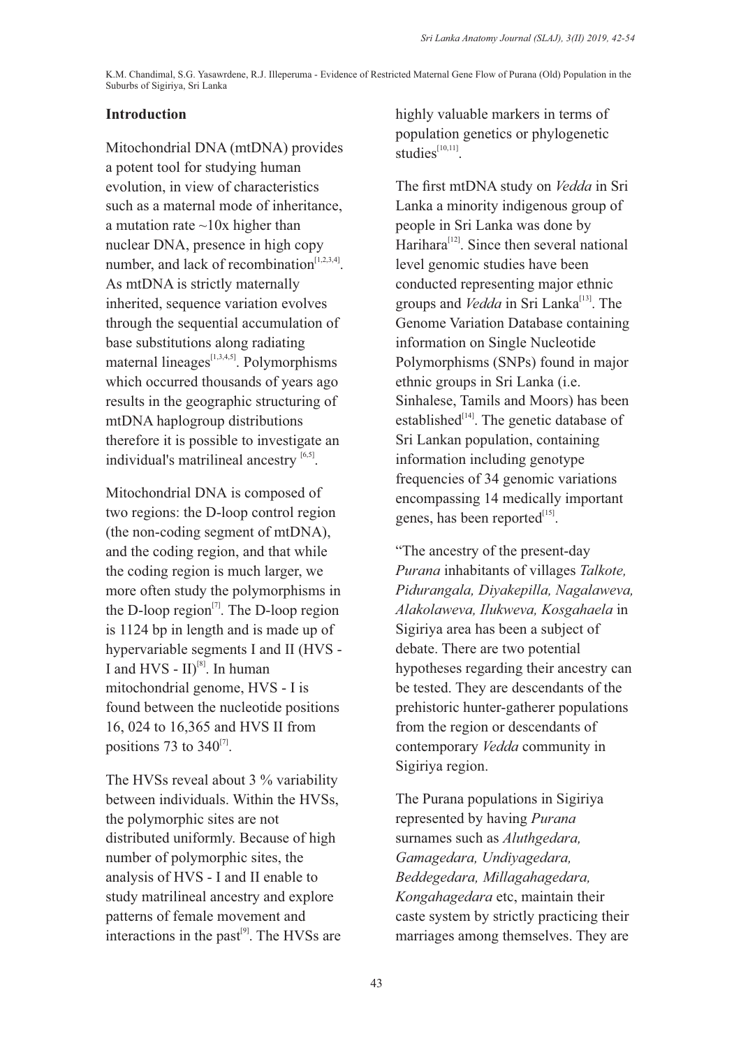## Introduction

Mitochondrial DNA (mtDNA) provides a potent tool for studying human evolution, in view of characteristics such as a maternal mode of inheritance, a mutation rate ~10x higher than nuclear DNA, presence in high copy number, and lack of recombination[1,2,3,4]. As mtDNA is strictly maternally inherited, sequence variation evolves through the sequential accumulation of base substitutions along radiating maternal lineages[1,3,4,5]. Polymorphisms which occurred thousands of years ago results in the geographic structuring of mtDNA haplogroup distributions therefore it is possible to investigate an individual's matrilineal ancestry [6,5].

Mitochondrial DNA is composed of two regions: the D-loop control region (the non-coding segment of mtDNA), and the coding region, and that while the coding region is much larger, we more often study the polymorphisms in the D-loop region[7]. The D-loop region is 1124 bp in length and is made up of hypervariable segments I and II (HVS - I and HVS - II)[8]. In human mitochondrial genome, HVS - I is found between the nucleotide positions 16, 024 to 16,365 and HVS II from positions 73 to 340[7].

The HVSs reveal about 3 % variability between individuals. Within the HVSs, the polymorphic sites are not distributed uniformly. Because of high number of polymorphic sites, the analysis of HVS - I and II enable to study matrilineal ancestry and explore patterns of female movement and interactions in the past[9]. The HVSs are highly valuable markers in terms of population genetics or phylogenetic studies[10,11].

The first mtDNA study on *Vedda* in Sri Lanka a minority indigenous group of people in Sri Lanka was done by Harihara[12]. Since then several national level genomic studies have been conducted representing major ethnic groups and *Vedda* in Sri Lanka[13]. The Genome Variation Database containing information on Single Nucleotide Polymorphisms (SNPs) found in major ethnic groups in Sri Lanka (i.e. Sinhalese, Tamils and Moors) has been established[14]. The genetic database of Sri Lankan population, containing information including genotype frequencies of 34 genomic variations encompassing 14 medically important genes, has been reported[15].

"The ancestry of the present-day *Purana* inhabitants of villages *Talkote, Pidurangala, Diyakepilla, Nagalaweva, Alakolaweva, Ilukweva, Kosgahaela* in Sigiriya area has been a subject of debate. There are two potential hypotheses regarding their ancestry can be tested. They are descendants of the prehistoric hunter-gatherer populations from the region or descendants of contemporary *Vedda* community in Sigiriya region.

The Purana populations in Sigiriya represented by having *Purana* surnames such as *Aluthgedara, Gamagedara, Undiyagedara, Beddegedara, Millagahagedara, Kongahagedara* etc, maintain their caste system by strictly practicing their marriages among themselves. They are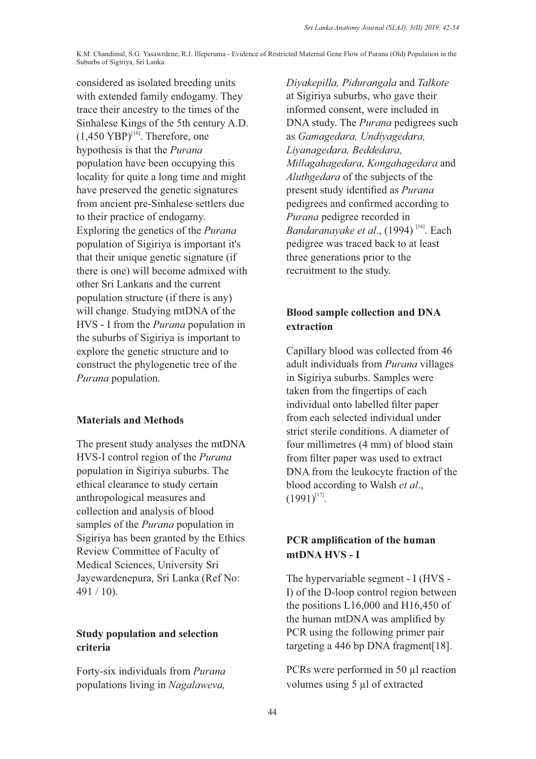considered as isolated breeding units with extended family endogamy. They trace their ancestry to the times of the Sinhalese Kings of the 5th century A.D. (1,450 YBP)[16]. Therefore, one hypothesis is that the *Purana* population have been occupying this locality for quite a long time and might have preserved the genetic signatures from ancient pre-Sinhalese settlers due to their practice of endogamy. Exploring the genetics of the *Purana* population of Sigiriya is important it's that their unique genetic signature (if there is one) will become admixed with other Sri Lankans and the current population structure (if there is any) will change. Studying mtDNA of the HVS - I from the *Purana* population in the suburbs of Sigiriya is important to explore the genetic structure and to construct the phylogenetic tree of the *Purana* population.

## Materials and Methods

The present study analyses the mtDNA HVS-I control region of the *Purana* population in Sigiriya suburbs. The ethical clearance to study certain anthropological measures and collection and analysis of blood samples of the *Purana* population in Sigiriya has been granted by the Ethics Review Committee of Faculty of Medical Sciences, University Sri Jayewardenepura, Sri Lanka (Ref No: 491 / 10).

### Study population and selection criteria

Forty-six individuals from *Purana* populations living in *Nagalaweva, Diyakepilla, Pidurangala* and *Talkote* at Sigiriya suburbs, who gave their informed consent, were included in DNA study. The *Purana* pedigrees such as *Gamagedara, Undiyagedara, Liyanagedara, Beddedara, Millagahagedara, Kongahagedara* and *Aluthgedara* of the subjects of the present study identified as *Purana* pedigrees and confirmed according to *Purana* pedigree recorded in *Bandaranayake et al*., (1994) [16]. Each pedigree was traced back to at least three generations prior to the recruitment to the study.

### Blood sample collection and DNA extraction

Capillary blood was collected from 46 adult individuals from *Purana* villages in Sigiriya suburbs. Samples were taken from the fingertips of each individual onto labelled filter paper from each selected individual under strict sterile conditions. A diameter of four millimetres (4 mm) of blood stain from filter paper was used to extract DNA from the leukocyte fraction of the blood according to Walsh *et al*., (1991)[17].

### PCR amplification of the human mtDNA HVS - I

The hypervariable segment - I (HVS - I) of the D-loop control region between the positions L16,000 and H16,450 of the human mtDNA was amplified by PCR using the following primer pair targeting a 446 bp DNA fragment[18].

PCRs were performed in 50 µl reaction volumes using 5 µl of extracted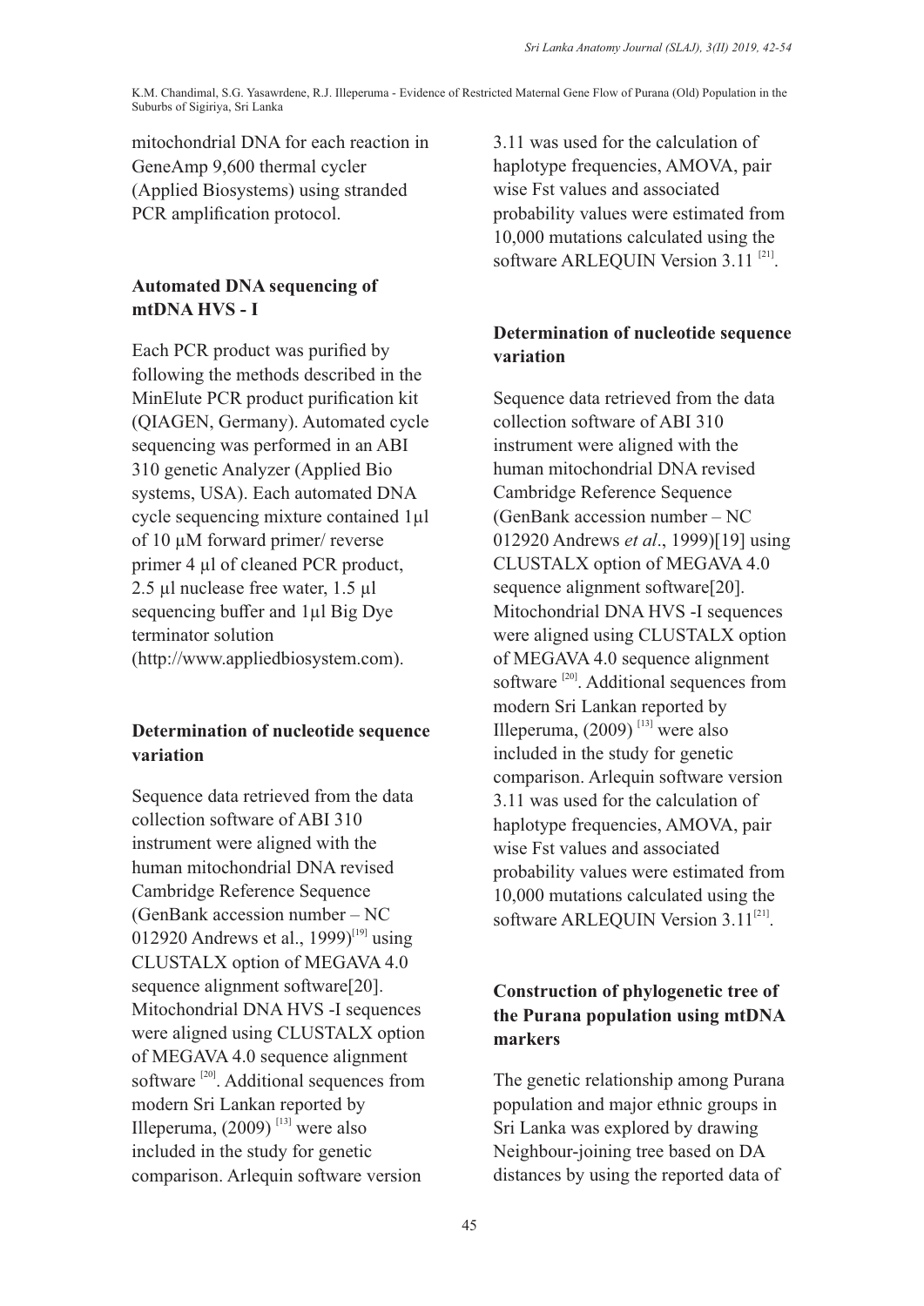mitochondrial DNA for each reaction in GeneAmp 9,600 thermal cycler (Applied Biosystems) using stranded PCR amplification protocol.

**Automated DNA sequencing of mtDNA HVS - I**

Each PCR product was purified by following the methods described in the MinElute PCR product purification kit (QIAGEN, Germany). Automated cycle sequencing was performed in an ABI 310 genetic Analyzer (Applied Bio systems, USA). Each automated DNA cycle sequencing mixture contained 1µl of 10 µM forward primer/ reverse primer 4 µl of cleaned PCR product, 2.5 µl nuclease free water, 1.5 µl sequencing buffer and 1µl Big Dye terminator solution (http://www.appliedbiosystem.com).

**Determination of nucleotide sequence variation**

Sequence data retrieved from the data collection software of ABI 310 instrument were aligned with the human mitochondrial DNA revised Cambridge Reference Sequence (GenBank accession number – NC 012920 Andrews et al., 1999)[19] using CLUSTALX option of MEGAVA 4.0 sequence alignment software[20]. Mitochondrial DNA HVS -I sequences were aligned using CLUSTALX option of MEGAVA 4.0 sequence alignment software [20]. Additional sequences from modern Sri Lankan reported by Illeperuma, (2009) [13] were also included in the study for genetic comparison. Arlequin software version 3.11 was used for the calculation of haplotype frequencies, AMOVA, pair wise Fst values and associated probability values were estimated from 10,000 mutations calculated using the software ARLEQUIN Version 3.11 [21].

**Determination of nucleotide sequence variation**

Sequence data retrieved from the data collection software of ABI 310 instrument were aligned with the human mitochondrial DNA revised Cambridge Reference Sequence (GenBank accession number – NC 012920 Andrews *et al*., 1999)[19] using CLUSTALX option of MEGAVA 4.0 sequence alignment software[20]. Mitochondrial DNA HVS -I sequences were aligned using CLUSTALX option of MEGAVA 4.0 sequence alignment software [20]. Additional sequences from modern Sri Lankan reported by Illeperuma, (2009) [13] were also included in the study for genetic comparison. Arlequin software version 3.11 was used for the calculation of haplotype frequencies, AMOVA, pair wise Fst values and associated probability values were estimated from 10,000 mutations calculated using the software ARLEQUIN Version 3.11[21].

**Construction of phylogenetic tree of the Purana population using mtDNA markers**

The genetic relationship among Purana population and major ethnic groups in Sri Lanka was explored by drawing Neighbour-joining tree based on DA distances by using the reported data of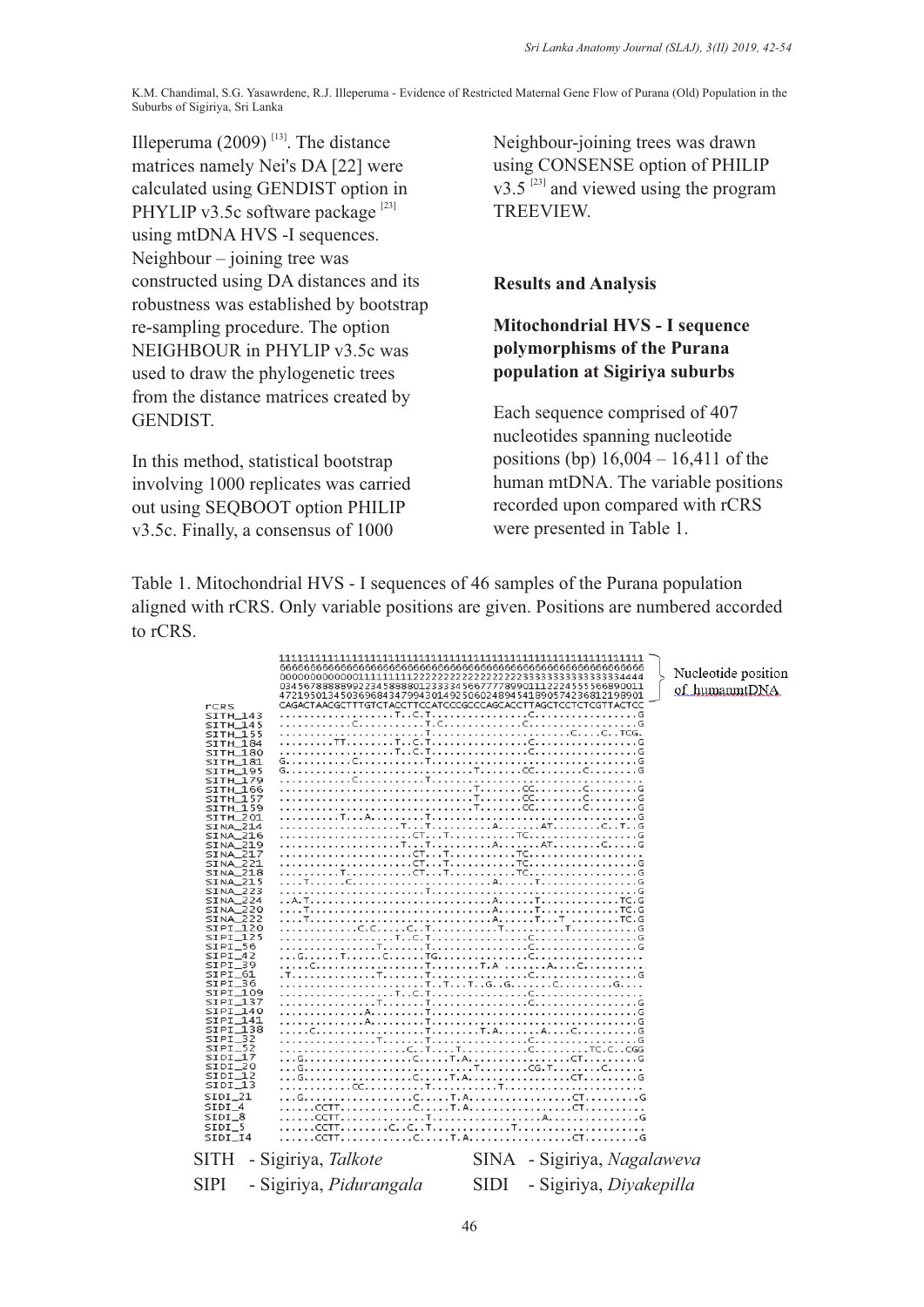Illeperuma (2009) [13]. The distance matrices namely Nei's DA [22] were calculated using GENDIST option in PHYLIP v3.5c software package [23] using mtDNA HVS -I sequences. Neighbour – joining tree was constructed using DA distances and its robustness was established by bootstrap re-sampling procedure. The option NEIGHBOUR in PHYLIP v3.5c was used to draw the phylogenetic trees from the distance matrices created by GENDIST.

In this method, statistical bootstrap involving 1000 replicates was carried out using SEQBOOT option PHILIP v3.5c. Finally, a consensus of 1000 Neighbour-joining trees was drawn using CONSENSE option of PHILIP v3.5 [23] and viewed using the program TREEVIEW.

## Results and Analysis

### Mitochondrial HVS - I sequence polymorphisms of the Purana population at Sigiriya suburbs

Each sequence comprised of 407 nucleotides spanning nucleotide positions (bp) 16,004 – 16,411 of the human mtDNA. The variable positions recorded upon compared with rCRS were presented in Table 1.

Table 1. Mitochondrial HVS - I sequences of 46 samples of the Purana population aligned with rCRS. Only variable positions are given. Positions are numbered accorded to rCRS.

```
          111111111111111111111111111111111111111111111111111111111111111
          666666666666666666666666666666666666666666666666666666666666666   Nucleotide position
          000000000000011111111122222222222222222222333333333333333334444   of humanmtDNA
          0345678888899223458888012333345667777899011122245555668900 11
          472195013450369684347994301492506024894541890574236812198901
rCRS      CAGACTAACGCTTTGTCTACCTTCCATCCCGCCCAGCACCTTAGCTCCTCTCGTTACTCC
SITH_143  ..................T..C.T...............C................G
SITH_145  ...........C...........T.C............C.................G
SITH_155  .......................T......................C....C..TCG.
SITH_184  .........TT.......T..C.T...............C................G
SITH_180  ..................T..C.T...............C................G
SITH_181  G..........C...........T................................G
SITH_195  G......................T.........T.......CC.......C......G
SITH_179  ...........C...........T.................................
SITH_166  .............................T.......CC.......C.......G
SITH_157  .............................T.......CC........C......G
SITH_159  .............................T.......CC........C......G
SITH_201  .........T...A.........T................................G
SINA_214  ..................T...T..........A.......AT.......C..T..G
SINA_216  ....................CT...T...........TC.................G
SINA_219  ..................T...T..........A.......AT........C.....G
SINA_217  ....................CT...T............TC.................
SINA_221  ....................CT...T............TC................G
SINA_218  .........T..........CT...T...........TC.................G
SINA_215  ....T......C...................A......T.................G
SINA_223  .......................T................................G
SINA_224  ..A.T.......................A.......T..............TC.G
SINA_220  ....T........................A.......T.............TC.G
SINA_222  ....T........................A......T...T .........TC.G
SIPI_120  ...........C.C....C..T..........T..........T...........G
SIPI_125  .............T..C..............C......................G
SIPI_56   ..............T.......T...............C.................G
SIPI_42   ...G......T.....C......TG..............C..............
SIPI_39   .....C.................T........T.A .......A....C.........
SIPI_61   .T..............T......T..................C...............G
SIPI_36   .......................T..T..T..G..G.......C.........G....
SIPI_109  ..................T..C.T...............C.................
SIPI_137  ..............T........T...............C................G
SIPI_140  .............A.........T................................G
SIPI_141  .............A.........T................................G
SIPI_138  .....C.................T........T.A.......A....C.........G
SIPI_32   ..............T........T...............C................G
SIPI_52   ....................C..T......T..........C.........TC.C..CGG
SIDI_17   ...G..................C.....T.A...............CT.........G
SIDI_20   ...G.........................T........CG.T........C......
SIDI_12   ...G..................C.....T.A...............CT.........G
SIDI_13   .............CC.........T..........T.......................
SIDI_21   ...G..................C.....T.A...............CT.........G
SIDI_4    ......CCTT............C.....T.A...............CT..........
SIDI_8    ......CCTT.............T.................A...............G
SIDI_5    ......CCTT........C..C..T.............T...................
SIDI_I4   ......CCTT............C.....T.A...............CT.........G
```

SITH - Sigiriya, *Talkote*  
SINA - Sigiriya, *Nagalaweva*  
SIPI - Sigiriya, *Pidurangala*  
SIDI - Sigiriya, *Diyakepilla*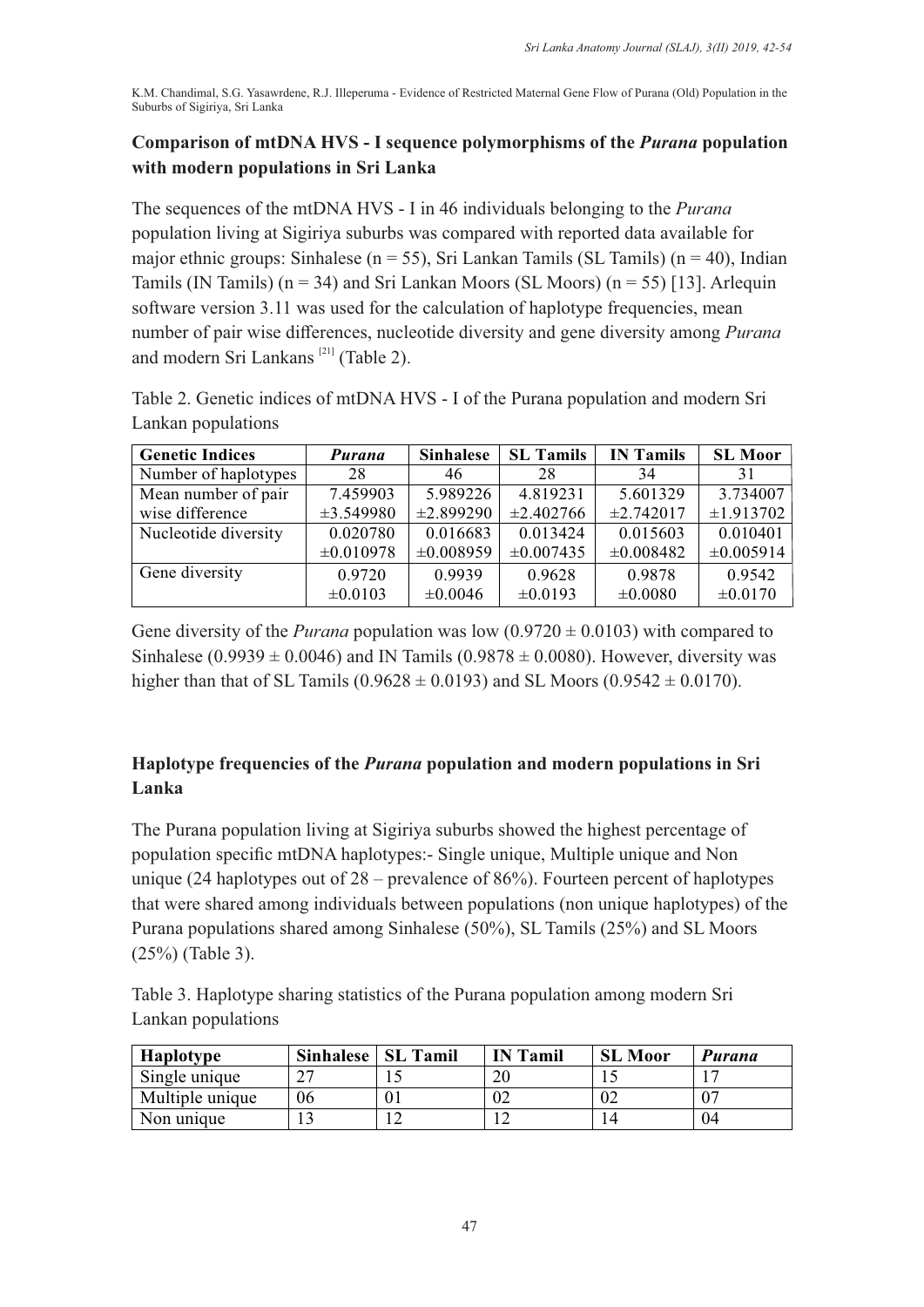## Comparison of mtDNA HVS - I sequence polymorphisms of the *Purana* population with modern populations in Sri Lanka

The sequences of the mtDNA HVS - I in 46 individuals belonging to the *Purana* population living at Sigiriya suburbs was compared with reported data available for major ethnic groups: Sinhalese (n = 55), Sri Lankan Tamils (SL Tamils) (n = 40), Indian Tamils (IN Tamils) (n = 34) and Sri Lankan Moors (SL Moors) (n = 55) [13]. Arlequin software version 3.11 was used for the calculation of haplotype frequencies, mean number of pair wise differences, nucleotide diversity and gene diversity among *Purana* and modern Sri Lankans [21] (Table 2).

Table 2. Genetic indices of mtDNA HVS - I of the Purana population and modern Sri Lankan populations

| Genetic Indices | *Purana* | Sinhalese | SL Tamils | IN Tamils | SL Moor |
|---|---|---|---|---|---|
| Number of haplotypes | 28 | 46 | 28 | 34 | 31 |
| Mean number of pair wise difference | 7.459903 ±3.549980 | 5.989226 ±2.899290 | 4.819231 ±2.402766 | 5.601329 ±2.742017 | 3.734007 ±1.913702 |
| Nucleotide diversity | 0.020780 ±0.010978 | 0.016683 ±0.008959 | 0.013424 ±0.007435 | 0.015603 ±0.008482 | 0.010401 ±0.005914 |
| Gene diversity | 0.9720 ±0.0103 | 0.9939 ±0.0046 | 0.9628 ±0.0193 | 0.9878 ±0.0080 | 0.9542 ±0.0170 |

Gene diversity of the *Purana* population was low (0.9720 ± 0.0103) with compared to Sinhalese (0.9939 ± 0.0046) and IN Tamils (0.9878 ± 0.0080). However, diversity was higher than that of SL Tamils (0.9628 ± 0.0193) and SL Moors (0.9542 ± 0.0170).

## Haplotype frequencies of the *Purana* population and modern populations in Sri Lanka

The Purana population living at Sigiriya suburbs showed the highest percentage of population specific mtDNA haplotypes:- Single unique, Multiple unique and Non unique (24 haplotypes out of 28 – prevalence of 86%). Fourteen percent of haplotypes that were shared among individuals between populations (non unique haplotypes) of the Purana populations shared among Sinhalese (50%), SL Tamils (25%) and SL Moors (25%) (Table 3).

Table 3. Haplotype sharing statistics of the Purana population among modern Sri Lankan populations

| Haplotype | Sinhalese | SL Tamil | IN Tamil | SL Moor | *Purana* |
|---|---|---|---|---|---|
| Single unique | 27 | 15 | 20 | 15 | 17 |
| Multiple unique | 06 | 01 | 02 | 02 | 07 |
| Non unique | 13 | 12 | 12 | 14 | 04 |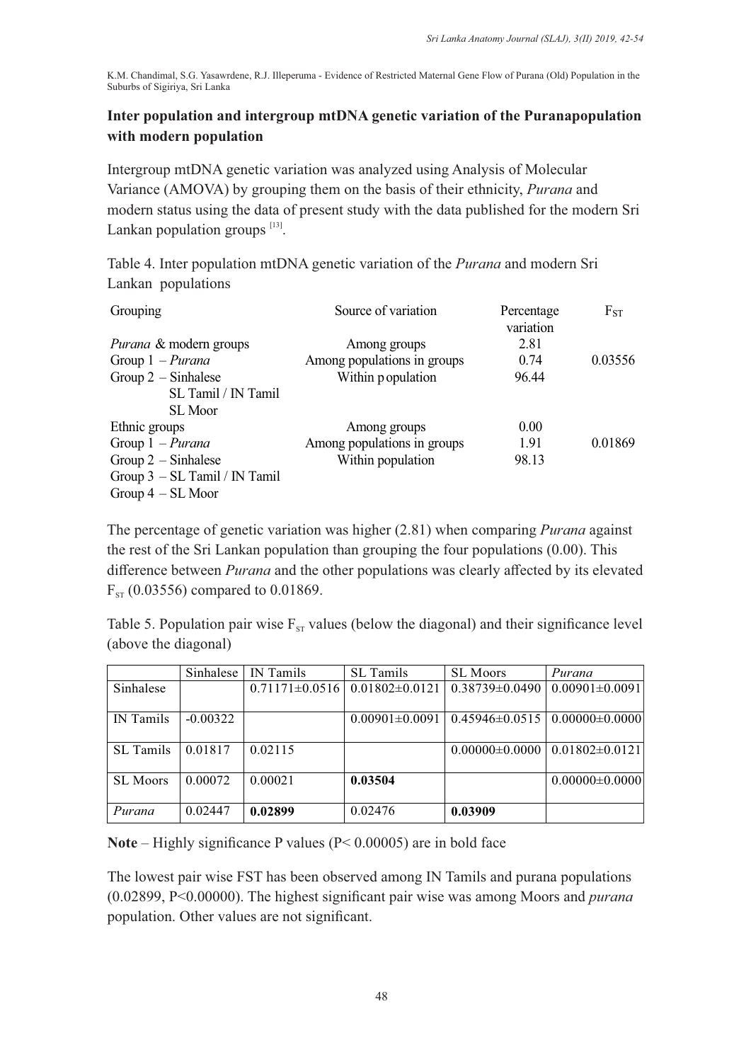## Inter population and intergroup mtDNA genetic variation of the Puranapopulation with modern population

Intergroup mtDNA genetic variation was analyzed using Analysis of Molecular Variance (AMOVA) by grouping them on the basis of their ethnicity, *Purana* and modern status using the data of present study with the data published for the modern Sri Lankan population groups [13].

Table 4. Inter population mtDNA genetic variation of the *Purana* and modern Sri Lankan populations

| Grouping | Source of variation | Percentage variation | $F_{ST}$ |
|---|---|---|---|
| *Purana* & modern groups | Among groups | 2.81 | |
| Group 1 – *Purana* | Among populations in groups | 0.74 | 0.03556 |
| Group 2 – Sinhalese | Within p opulation | 96.44 | |
| SL Tamil / IN Tamil | | | |
| SL Moor | | | |
| Ethnic groups | Among groups | 0.00 | |
| Group 1 – *Purana* | Among populations in groups | 1.91 | 0.01869 |
| Group 2 – Sinhalese | Within population | 98.13 | |
| Group 3 – SL Tamil / IN Tamil | | | |
| Group 4 – SL Moor | | | |

The percentage of genetic variation was higher (2.81) when comparing *Purana* against the rest of the Sri Lankan population than grouping the four populations (0.00). This difference between *Purana* and the other populations was clearly affected by its elevated $F_{ST}$ (0.03556) compared to 0.01869.

Table 5. Population pair wise $F_{ST}$ values (below the diagonal) and their significance level (above the diagonal)

| | Sinhalese | IN Tamils | SL Tamils | SL Moors | *Purana* |
|---|---|---|---|---|---|
| Sinhalese | | 0.71171±0.0516 | 0.01802±0.0121 | 0.38739±0.0490 | 0.00901±0.0091 |
| IN Tamils | -0.00322 | | 0.00901±0.0091 | 0.45946±0.0515 | 0.00000±0.0000 |
| SL Tamils | 0.01817 | 0.02115 | | 0.00000±0.0000 | 0.01802±0.0121 |
| SL Moors | 0.00072 | 0.00021 | **0.03504** | | 0.00000±0.0000 |
| *Purana* | 0.02447 | **0.02899** | 0.02476 | **0.03909** | |

**Note** – Highly significance P values (P< 0.00005) are in bold face

The lowest pair wise FST has been observed among IN Tamils and purana populations (0.02899, P<0.00000). The highest significant pair wise was among Moors and *purana* population. Other values are not significant.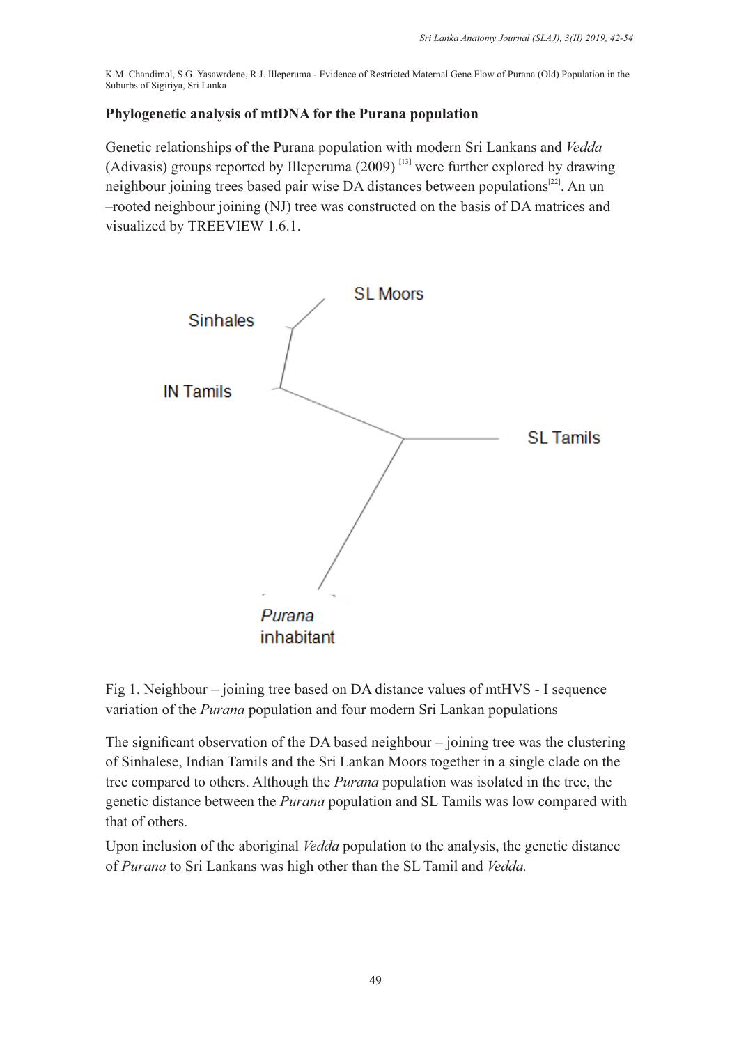## Phylogenetic analysis of mtDNA for the Purana population

Genetic relationships of the Purana population with modern Sri Lankans and *Vedda* (Adivasis) groups reported by Illeperuma (2009) [13] were further explored by drawing neighbour joining trees based pair wise DA distances between populations[22]. An un –rooted neighbour joining (NJ) tree was constructed on the basis of DA matrices and visualized by TREEVIEW 1.6.1.

SL Moors

Sinhales

IN Tamils

SL Tamils

*Purana* inhabitant

Fig 1. Neighbour – joining tree based on DA distance values of mtHVS - I sequence variation of the *Purana* population and four modern Sri Lankan populations

The significant observation of the DA based neighbour – joining tree was the clustering of Sinhalese, Indian Tamils and the Sri Lankan Moors together in a single clade on the tree compared to others. Although the *Purana* population was isolated in the tree, the genetic distance between the *Purana* population and SL Tamils was low compared with that of others.

Upon inclusion of the aboriginal *Vedda* population to the analysis, the genetic distance of *Purana* to Sri Lankans was high other than the SL Tamil and *Vedda.*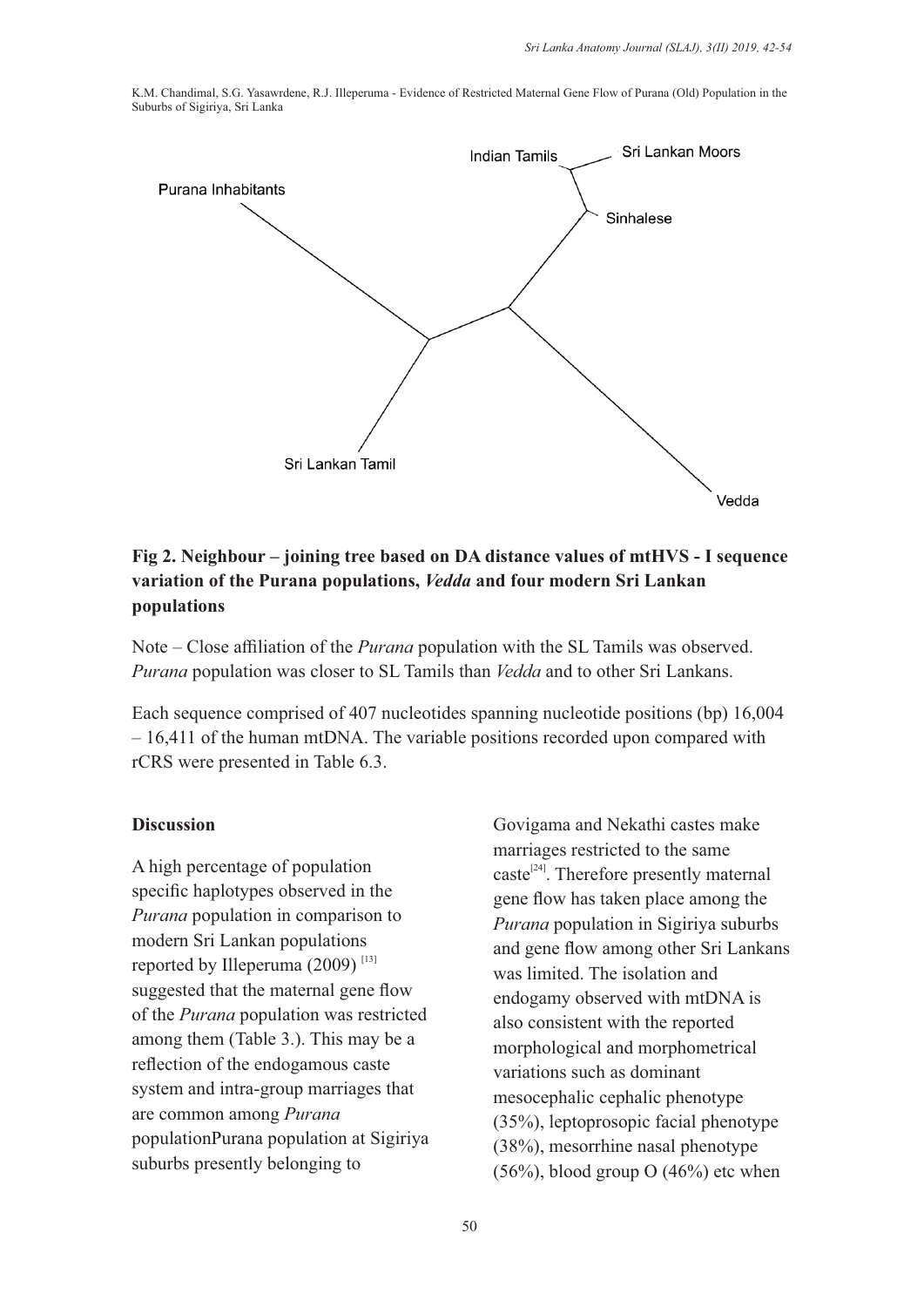**Fig 2. Neighbour – joining tree based on DA distance values of mtHVS - I sequence variation of the Purana populations, *Vedda* and four modern Sri Lankan populations**

Note – Close affiliation of the *Purana* population with the SL Tamils was observed. *Purana* population was closer to SL Tamils than *Vedda* and to other Sri Lankans.

Each sequence comprised of 407 nucleotides spanning nucleotide positions (bp) 16,004 – 16,411 of the human mtDNA. The variable positions recorded upon compared with rCRS were presented in Table 6.3.

## Discussion

A high percentage of population specific haplotypes observed in the *Purana* population in comparison to modern Sri Lankan populations reported by Illeperuma (2009) [13] suggested that the maternal gene flow of the *Purana* population was restricted among them (Table 3.). This may be a reflection of the endogamous caste system and intra-group marriages that are common among *Purana* populationPurana population at Sigiriya suburbs presently belonging to Govigama and Nekathi castes make marriages restricted to the same caste[24]. Therefore presently maternal gene flow has taken place among the *Purana* population in Sigiriya suburbs and gene flow among other Sri Lankans was limited. The isolation and endogamy observed with mtDNA is also consistent with the reported morphological and morphometrical variations such as dominant mesocephalic cephalic phenotype (35%), leptoprosopic facial phenotype (38%), mesorrhine nasal phenotype (56%), blood group O (46%) etc when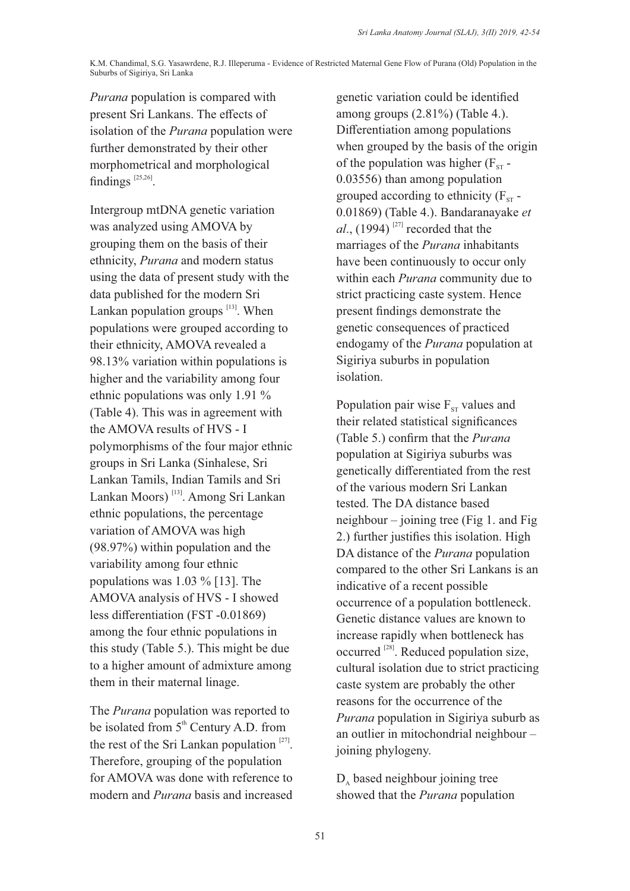*Purana* population is compared with present Sri Lankans. The effects of isolation of the *Purana* population were further demonstrated by their other morphometrical and morphological findings [25,26].

Intergroup mtDNA genetic variation was analyzed using AMOVA by grouping them on the basis of their ethnicity, *Purana* and modern status using the data of present study with the data published for the modern Sri Lankan population groups [13]. When populations were grouped according to their ethnicity, AMOVA revealed a 98.13% variation within populations is higher and the variability among four ethnic populations was only 1.91 % (Table 4). This was in agreement with the AMOVA results of HVS - I polymorphisms of the four major ethnic groups in Sri Lanka (Sinhalese, Sri Lankan Tamils, Indian Tamils and Sri Lankan Moors) [13]. Among Sri Lankan ethnic populations, the percentage variation of AMOVA was high (98.97%) within population and the variability among four ethnic populations was 1.03 % [13]. The AMOVA analysis of HVS - I showed less differentiation (FST -0.01869) among the four ethnic populations in this study (Table 5.). This might be due to a higher amount of admixture among them in their maternal linage.

The *Purana* population was reported to be isolated from 5th Century A.D. from the rest of the Sri Lankan population [27]. Therefore, grouping of the population for AMOVA was done with reference to modern and *Purana* basis and increased genetic variation could be identified among groups (2.81%) (Table 4.). Differentiation among populations when grouped by the basis of the origin of the population was higher ($F_{ST}$ - 0.03556) than among population grouped according to ethnicity ($F_{ST}$ - 0.01869) (Table 4.). Bandaranayake *et al*., (1994) [27] recorded that the marriages of the *Purana* inhabitants have been continuously to occur only within each *Purana* community due to strict practicing caste system. Hence present findings demonstrate the genetic consequences of practiced endogamy of the *Purana* population at Sigiriya suburbs in population isolation.

Population pair wise $F_{ST}$ values and their related statistical significances (Table 5.) confirm that the *Purana* population at Sigiriya suburbs was genetically differentiated from the rest of the various modern Sri Lankan tested. The DA distance based neighbour – joining tree (Fig 1. and Fig 2.) further justifies this isolation. High DA distance of the *Purana* population compared to the other Sri Lankans is an indicative of a recent possible occurrence of a population bottleneck. Genetic distance values are known to increase rapidly when bottleneck has occurred [28]. Reduced population size, cultural isolation due to strict practicing caste system are probably the other reasons for the occurrence of the *Purana* population in Sigiriya suburb as an outlier in mitochondrial neighbour – joining phylogeny.

$D_A$ based neighbour joining tree showed that the *Purana* population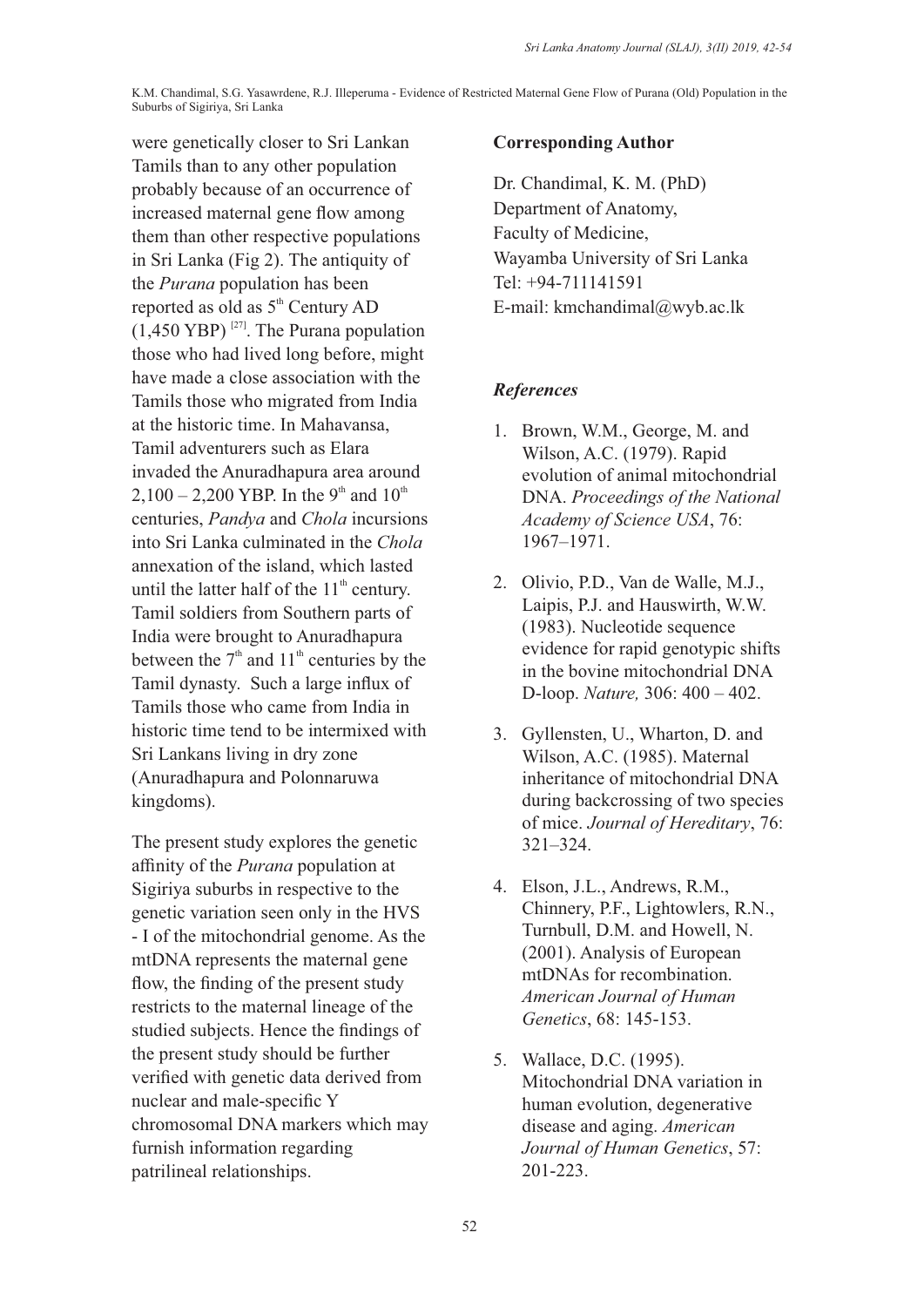were genetically closer to Sri Lankan Tamils than to any other population probably because of an occurrence of increased maternal gene flow among them than other respective populations in Sri Lanka (Fig 2). The antiquity of the *Purana* population has been reported as old as 5th Century AD (1,450 YBP) [27]. The Purana population those who had lived long before, might have made a close association with the Tamils those who migrated from India at the historic time. In Mahavansa, Tamil adventurers such as Elara invaded the Anuradhapura area around 2,100 – 2,200 YBP. In the 9th and 10th centuries, *Pandya* and *Chola* incursions into Sri Lanka culminated in the *Chola* annexation of the island, which lasted until the latter half of the 11th century. Tamil soldiers from Southern parts of India were brought to Anuradhapura between the 7th and 11th centuries by the Tamil dynasty. Such a large influx of Tamils those who came from India in historic time tend to be intermixed with Sri Lankans living in dry zone (Anuradhapura and Polonnaruwa kingdoms).

The present study explores the genetic affinity of the *Purana* population at Sigiriya suburbs in respective to the genetic variation seen only in the HVS - I of the mitochondrial genome. As the mtDNA represents the maternal gene flow, the finding of the present study restricts to the maternal lineage of the studied subjects. Hence the findings of the present study should be further verified with genetic data derived from nuclear and male-specific Y chromosomal DNA markers which may furnish information regarding patrilineal relationships.

**Corresponding Author**

Dr. Chandimal, K. M. (PhD)
Department of Anatomy,
Faculty of Medicine,
Wayamba University of Sri Lanka
Tel: +94-711141591
E-mail: kmchandimal@wyb.ac.lk

### *References*

1. Brown, W.M., George, M. and Wilson, A.C. (1979). Rapid evolution of animal mitochondrial DNA. *Proceedings of the National Academy of Science USA*, 76: 1967–1971.
2. Olivio, P.D., Van de Walle, M.J., Laipis, P.J. and Hauswirth, W.W. (1983). Nucleotide sequence evidence for rapid genotypic shifts in the bovine mitochondrial DNA D-loop. *Nature,* 306: 400 – 402.
3. Gyllensten, U., Wharton, D. and Wilson, A.C. (1985). Maternal inheritance of mitochondrial DNA during backcrossing of two species of mice. *Journal of Hereditary*, 76: 321–324.
4. Elson, J.L., Andrews, R.M., Chinnery, P.F., Lightowlers, R.N., Turnbull, D.M. and Howell, N. (2001). Analysis of European mtDNAs for recombination. *American Journal of Human Genetics*, 68: 145-153.
5. Wallace, D.C. (1995). Mitochondrial DNA variation in human evolution, degenerative disease and aging. *American Journal of Human Genetics*, 57: 201-223.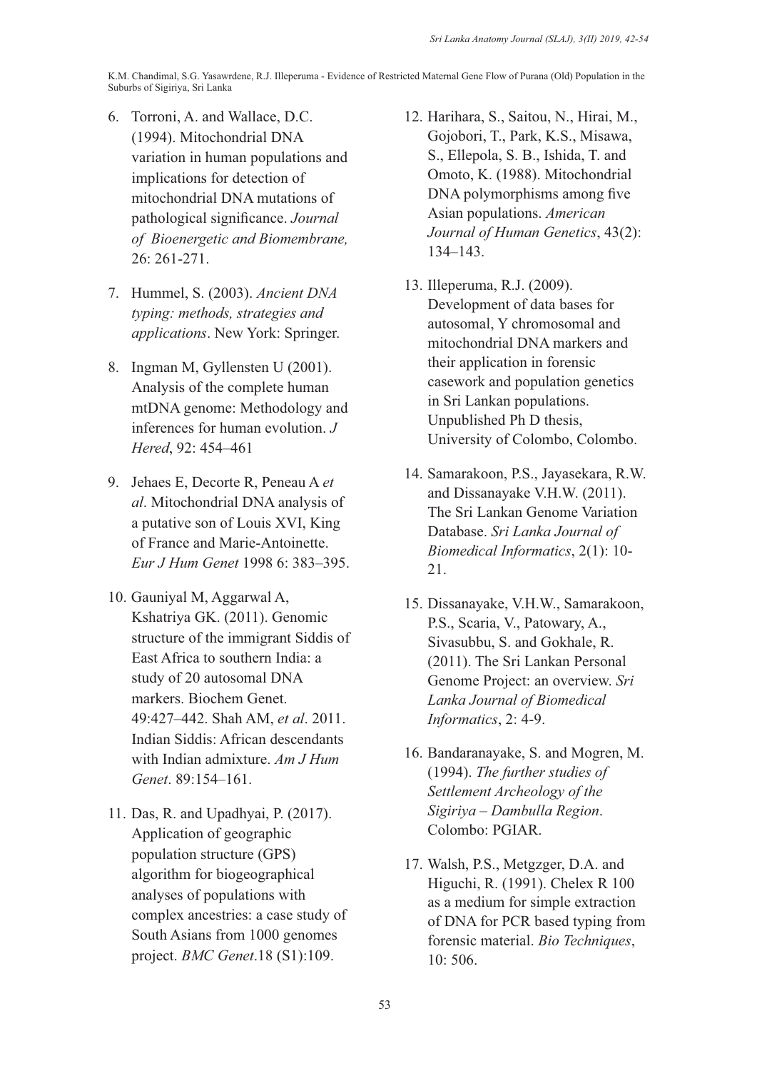6. Torroni, A. and Wallace, D.C. (1994). Mitochondrial DNA variation in human populations and implications for detection of mitochondrial DNA mutations of pathological significance. *Journal of Bioenergetic and Biomembrane,* 26: 261-271.

7. Hummel, S. (2003). *Ancient DNA typing: methods, strategies and applications*. New York: Springer.

8. Ingman M, Gyllensten U (2001). Analysis of the complete human mtDNA genome: Methodology and inferences for human evolution. *J Hered*, 92: 454–461

9. Jehaes E, Decorte R, Peneau A *et al*. Mitochondrial DNA analysis of a putative son of Louis XVI, King of France and Marie-Antoinette. *Eur J Hum Genet* 1998 6: 383–395.

10. Gauniyal M, Aggarwal A, Kshatriya GK. (2011). Genomic structure of the immigrant Siddis of East Africa to southern India: a study of 20 autosomal DNA markers. Biochem Genet. 49:427–442. Shah AM, *et al*. 2011. Indian Siddis: African descendants with Indian admixture. *Am J Hum Genet*. 89:154–161.

11. Das, R. and Upadhyai, P. (2017). Application of geographic population structure (GPS) algorithm for biogeographical analyses of populations with complex ancestries: a case study of South Asians from 1000 genomes project. *BMC Genet*.18 (S1):109.

12. Harihara, S., Saitou, N., Hirai, M., Gojobori, T., Park, K.S., Misawa, S., Ellepola, S. B., Ishida, T. and Omoto, K. (1988). Mitochondrial DNA polymorphisms among five Asian populations. *American Journal of Human Genetics*, 43(2): 134–143.

13. Illeperuma, R.J. (2009). Development of data bases for autosomal, Y chromosomal and mitochondrial DNA markers and their application in forensic casework and population genetics in Sri Lankan populations. Unpublished Ph D thesis, University of Colombo, Colombo.

14. Samarakoon, P.S., Jayasekara, R.W. and Dissanayake V.H.W. (2011). The Sri Lankan Genome Variation Database. *Sri Lanka Journal of Biomedical Informatics*, 2(1): 10-21.

15. Dissanayake, V.H.W., Samarakoon, P.S., Scaria, V., Patowary, A., Sivasubbu, S. and Gokhale, R. (2011). The Sri Lankan Personal Genome Project: an overview. *Sri Lanka Journal of Biomedical Informatics*, 2: 4-9.

16. Bandaranayake, S. and Mogren, M. (1994). *The further studies of Settlement Archeology of the Sigiriya – Dambulla Region*. Colombo: PGIAR.

17. Walsh, P.S., Metgzger, D.A. and Higuchi, R. (1991). Chelex R 100 as a medium for simple extraction of DNA for PCR based typing from forensic material. *Bio Techniques*, 10: 506.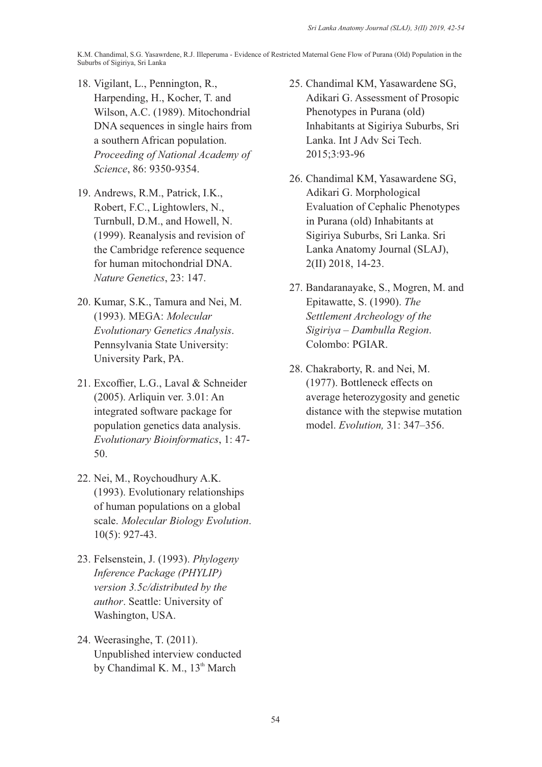18. Vigilant, L., Pennington, R., Harpending, H., Kocher, T. and Wilson, A.C. (1989). Mitochondrial DNA sequences in single hairs from a southern African population. *Proceeding of National Academy of Science*, 86: 9350-9354.

19. Andrews, R.M., Patrick, I.K., Robert, F.C., Lightowlers, N., Turnbull, D.M., and Howell, N. (1999). Reanalysis and revision of the Cambridge reference sequence for human mitochondrial DNA. *Nature Genetics*, 23: 147.

20. Kumar, S.K., Tamura and Nei, M. (1993). MEGA: *Molecular Evolutionary Genetics Analysis*. Pennsylvania State University: University Park, PA.

21. Excoffier, L.G., Laval & Schneider (2005). Arliquin ver. 3.01: An integrated software package for population genetics data analysis. *Evolutionary Bioinformatics*, 1: 47-50.

22. Nei, M., Roychoudhury A.K. (1993). Evolutionary relationships of human populations on a global scale. *Molecular Biology Evolution*. 10(5): 927-43.

23. Felsenstein, J. (1993). *Phylogeny Inference Package (PHYLIP) version 3.5c/distributed by the author*. Seattle: University of Washington, USA.

24. Weerasinghe, T. (2011). Unpublished interview conducted by Chandimal K. M., 13th March

25. Chandimal KM, Yasawardene SG, Adikari G. Assessment of Prosopic Phenotypes in Purana (old) Inhabitants at Sigiriya Suburbs, Sri Lanka. Int J Adv Sci Tech. 2015;3:93-96

26. Chandimal KM, Yasawardene SG, Adikari G. Morphological Evaluation of Cephalic Phenotypes in Purana (old) Inhabitants at Sigiriya Suburbs, Sri Lanka. Sri Lanka Anatomy Journal (SLAJ), 2(II) 2018, 14-23.

27. Bandaranayake, S., Mogren, M. and Epitawatte, S. (1990). *The Settlement Archeology of the Sigiriya – Dambulla Region*. Colombo: PGIAR.

28. Chakraborty, R. and Nei, M. (1977). Bottleneck effects on average heterozygosity and genetic distance with the stepwise mutation model. *Evolution,* 31: 347–356.